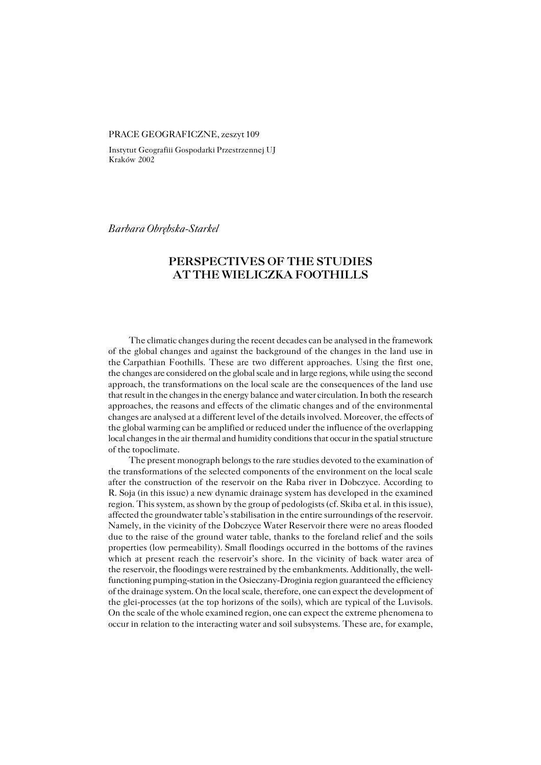PRACE GEOGRAFICZNE, zeszyt 109

Instytut Geografiii Gospodarki Przestrzennej UJ
Kraków 2002

*Barbara Obrębska-Starkel*

# PERSPECTIVES OF THE STUDIES AT THE WIELICZKA FOOTHILLS

The climatic changes during the recent decades can be analysed in the framework of the global changes and against the background of the changes in the land use in the Carpathian Foothills. These are two different approaches. Using the first one, the changes are considered on the global scale and in large regions, while using the second approach, the transformations on the local scale are the consequences of the land use that result in the changes in the energy balance and water circulation. In both the research approaches, the reasons and effects of the climatic changes and of the environmental changes are analysed at a different level of the details involved. Moreover, the effects of the global warming can be amplified or reduced under the influence of the overlapping local changes in the air thermal and humidity conditions that occur in the spatial structure of the topoclimate.

The present monograph belongs to the rare studies devoted to the examination of the transformations of the selected components of the environment on the local scale after the construction of the reservoir on the Raba river in Dobczyce. According to R. Soja (in this issue) a new dynamic drainage system has developed in the examined region. This system, as shown by the group of pedologists (cf. Skiba et al. in this issue), affected the groundwater table's stabilisation in the entire surroundings of the reservoir. Namely, in the vicinity of the Dobczyce Water Reservoir there were no areas flooded due to the raise of the ground water table, thanks to the foreland relief and the soils properties (low permeability). Small floodings occurred in the bottoms of the ravines which at present reach the reservoir's shore. In the vicinity of back water area of the reservoir, the floodings were restrained by the embankments. Additionally, the well-functioning pumping-station in the Osieczany-Droginia region guaranteed the efficiency of the drainage system. On the local scale, therefore, one can expect the development of the glei-processes (at the top horizons of the soils), which are typical of the Luvisols. On the scale of the whole examined region, one can expect the extreme phenomena to occur in relation to the interacting water and soil subsystems. These are, for example,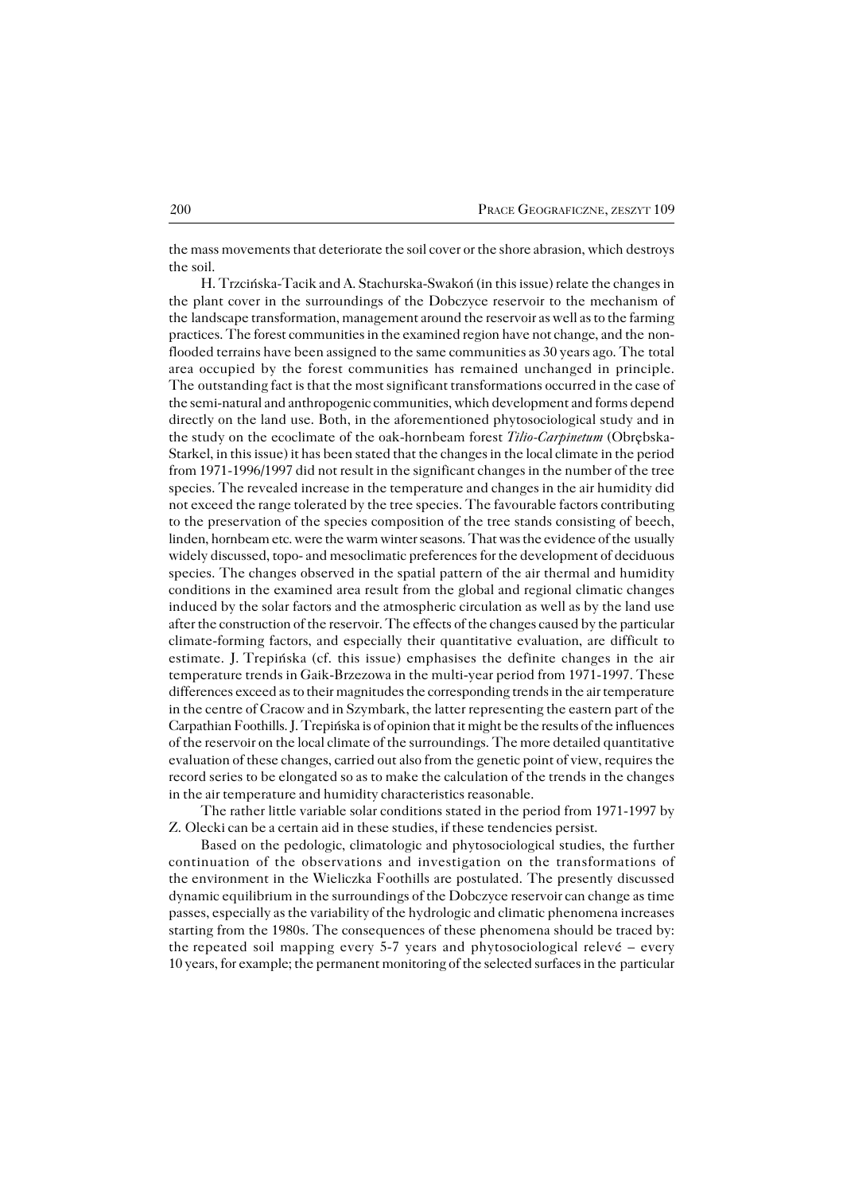the mass movements that deteriorate the soil cover or the shore abrasion, which destroys the soil.

H. Trzcińska-Tacik and A. Stachurska-Swakoń (in this issue) relate the changes in the plant cover in the surroundings of the Dobczyce reservoir to the mechanism of the landscape transformation, management around the reservoir as well as to the farming practices. The forest communities in the examined region have not change, and the non-flooded terrains have been assigned to the same communities as 30 years ago. The total area occupied by the forest communities has remained unchanged in principle. The outstanding fact is that the most significant transformations occurred in the case of the semi-natural and anthropogenic communities, which development and forms depend directly on the land use. Both, in the aforementioned phytosociological study and in the study on the ecoclimate of the oak-hornbeam forest *Tilio-Carpinetum* (Obrębska-Starkel, in this issue) it has been stated that the changes in the local climate in the period from 1971-1996/1997 did not result in the significant changes in the number of the tree species. The revealed increase in the temperature and changes in the air humidity did not exceed the range tolerated by the tree species. The favourable factors contributing to the preservation of the species composition of the tree stands consisting of beech, linden, hornbeam etc. were the warm winter seasons. That was the evidence of the usually widely discussed, topo- and mesoclimatic preferences for the development of deciduous species. The changes observed in the spatial pattern of the air thermal and humidity conditions in the examined area result from the global and regional climatic changes induced by the solar factors and the atmospheric circulation as well as by the land use after the construction of the reservoir. The effects of the changes caused by the particular climate-forming factors, and especially their quantitative evaluation, are difficult to estimate. J. Trepińska (cf. this issue) emphasises the definite changes in the air temperature trends in Gaik-Brzezowa in the multi-year period from 1971-1997. These differences exceed as to their magnitudes the corresponding trends in the air temperature in the centre of Cracow and in Szymbark, the latter representing the eastern part of the Carpathian Foothills. J. Trepińska is of opinion that it might be the results of the influences of the reservoir on the local climate of the surroundings. The more detailed quantitative evaluation of these changes, carried out also from the genetic point of view, requires the record series to be elongated so as to make the calculation of the trends in the changes in the air temperature and humidity characteristics reasonable.

The rather little variable solar conditions stated in the period from 1971-1997 by Z. Olecki can be a certain aid in these studies, if these tendencies persist.

Based on the pedologic, climatologic and phytosociological studies, the further continuation of the observations and investigation on the transformations of the environment in the Wieliczka Foothills are postulated. The presently discussed dynamic equilibrium in the surroundings of the Dobczyce reservoir can change as time passes, especially as the variability of the hydrologic and climatic phenomena increases starting from the 1980s. The consequences of these phenomena should be traced by: the repeated soil mapping every 5-7 years and phytosociological relevé – every 10 years, for example; the permanent monitoring of the selected surfaces in the particular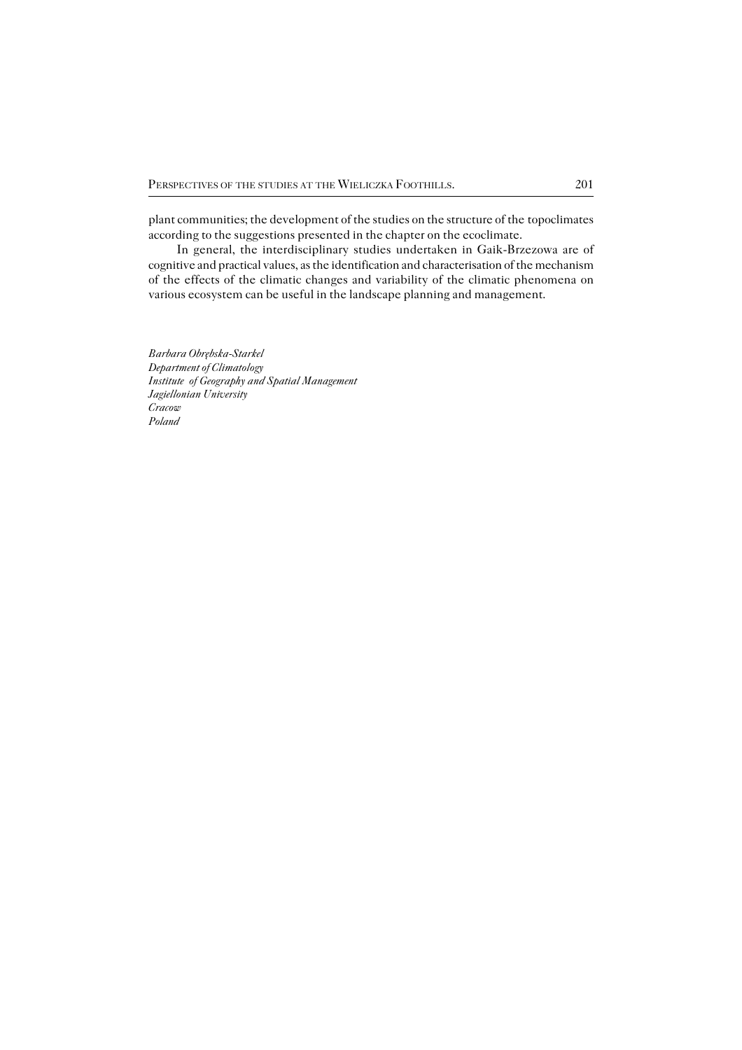plant communities; the development of the studies on the structure of the topoclimates according to the suggestions presented in the chapter on the ecoclimate.

In general, the interdisciplinary studies undertaken in Gaik-Brzezowa are of cognitive and practical values, as the identification and characterisation of the mechanism of the effects of the climatic changes and variability of the climatic phenomena on various ecosystem can be useful in the landscape planning and management.

*Barbara Obrębska-Starkel*
*Department of Climatology*
*Institute of Geography and Spatial Management*
*Jagiellonian University*
*Cracow*
*Poland*